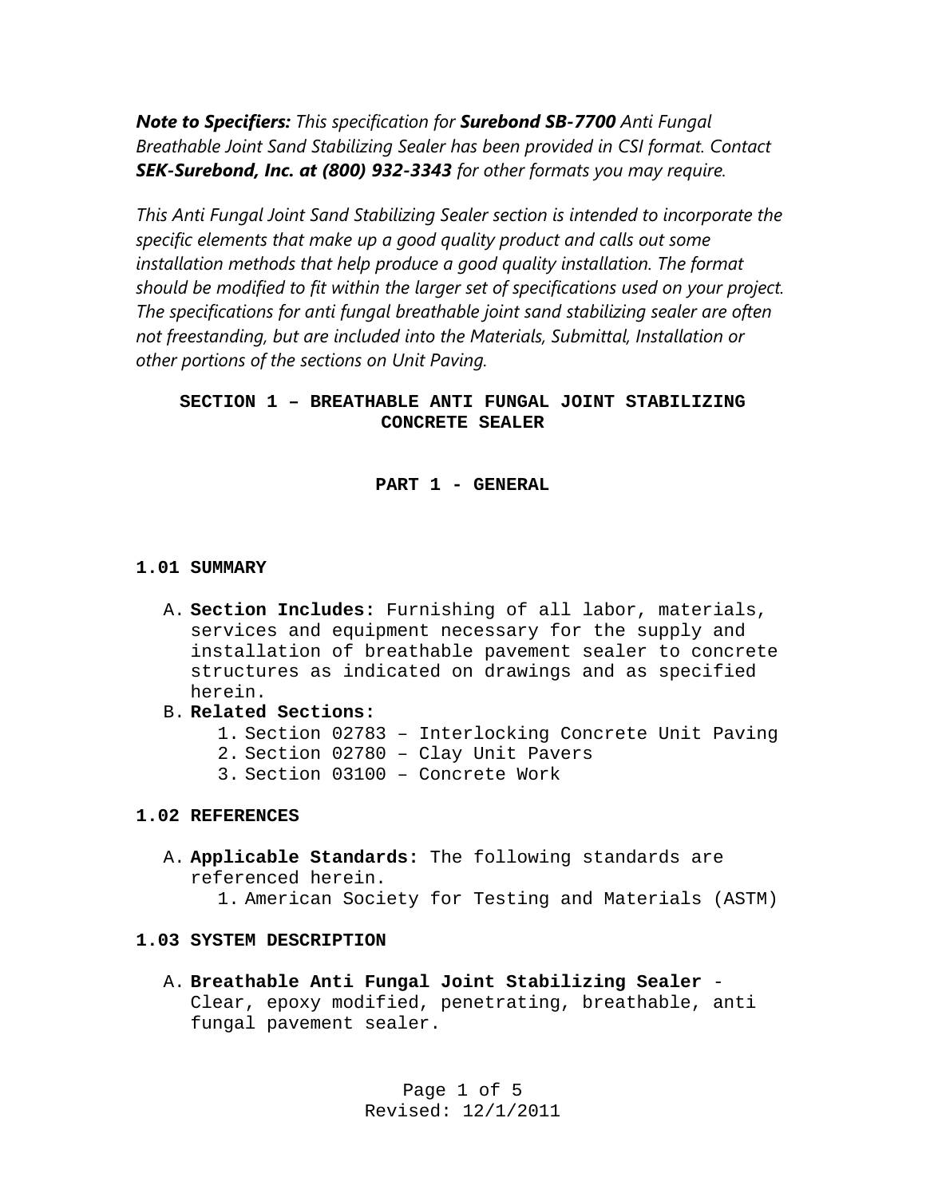***Note to Specifiers:*** *This specification for* ***Surebond SB-7700*** *Anti Fungal Breathable Joint Sand Stabilizing Sealer has been provided in CSI format. Contact* ***SEK-Surebond, Inc. at (800) 932-3343*** *for other formats you may require.*

*This Anti Fungal Joint Sand Stabilizing Sealer section is intended to incorporate the specific elements that make up a good quality product and calls out some installation methods that help produce a good quality installation. The format should be modified to fit within the larger set of specifications used on your project. The specifications for anti fungal breathable joint sand stabilizing sealer are often not freestanding, but are included into the Materials, Submittal, Installation or other portions of the sections on Unit Paving.*

# SECTION 1 – BREATHABLE ANTI FUNGAL JOINT STABILIZING CONCRETE SEALER

## PART 1 - GENERAL

### 1.01 SUMMARY

A. **Section Includes:** Furnishing of all labor, materials, services and equipment necessary for the supply and installation of breathable pavement sealer to concrete structures as indicated on drawings and as specified herein.

B. **Related Sections:**
   1. Section 02783 – Interlocking Concrete Unit Paving
   2. Section 02780 – Clay Unit Pavers
   3. Section 03100 – Concrete Work

### 1.02 REFERENCES

A. **Applicable Standards:** The following standards are referenced herein.
   1. American Society for Testing and Materials (ASTM)

### 1.03 SYSTEM DESCRIPTION

A. **Breathable Anti Fungal Joint Stabilizing Sealer** - Clear, epoxy modified, penetrating, breathable, anti fungal pavement sealer.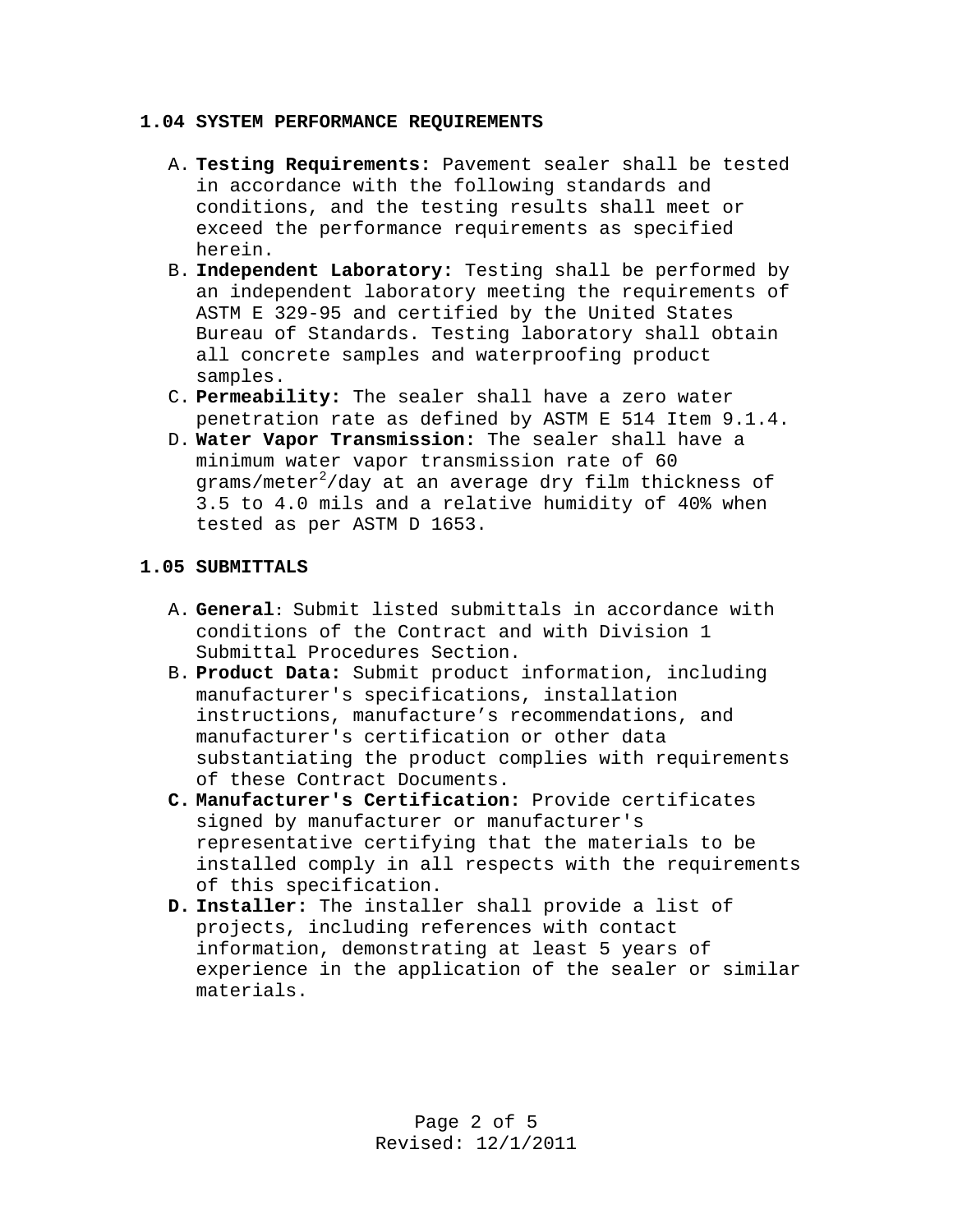### 1.04 SYSTEM PERFORMANCE REQUIREMENTS

A. **Testing Requirements:** Pavement sealer shall be tested in accordance with the following standards and conditions, and the testing results shall meet or exceed the performance requirements as specified herein.

B. **Independent Laboratory:** Testing shall be performed by an independent laboratory meeting the requirements of ASTM E 329-95 and certified by the United States Bureau of Standards. Testing laboratory shall obtain all concrete samples and waterproofing product samples.

C. **Permeability:** The sealer shall have a zero water penetration rate as defined by ASTM E 514 Item 9.1.4.

D. **Water Vapor Transmission:** The sealer shall have a minimum water vapor transmission rate of 60 grams/meter$^2$/day at an average dry film thickness of 3.5 to 4.0 mils and a relative humidity of 40% when tested as per ASTM D 1653.

### 1.05 SUBMITTALS

A. **General**: Submit listed submittals in accordance with conditions of the Contract and with Division 1 Submittal Procedures Section.

B. **Product Data:** Submit product information, including manufacturer's specifications, installation instructions, manufacture’s recommendations, and manufacturer's certification or other data substantiating the product complies with requirements of these Contract Documents.

**C.** **Manufacturer's Certification:** Provide certificates signed by manufacturer or manufacturer's representative certifying that the materials to be installed comply in all respects with the requirements of this specification.

**D.** **Installer:** The installer shall provide a list of projects, including references with contact information, demonstrating at least 5 years of experience in the application of the sealer or similar materials.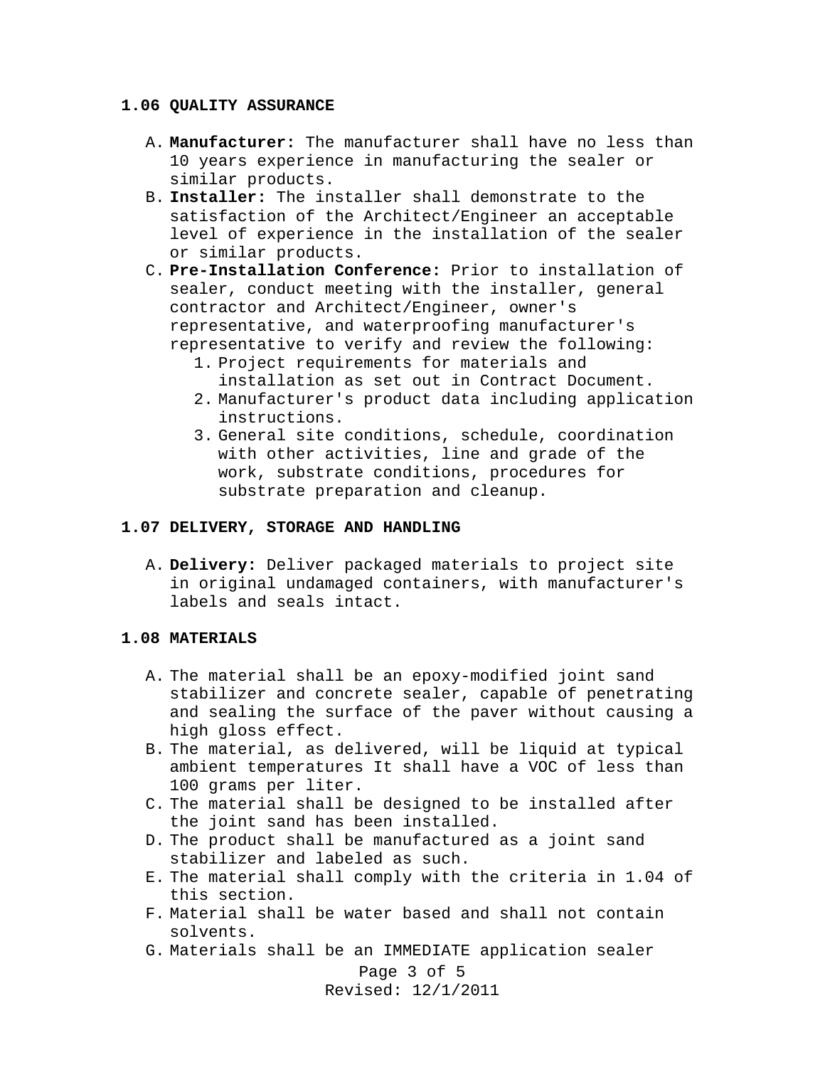## 1.06 QUALITY ASSURANCE

A. **Manufacturer:** The manufacturer shall have no less than 10 years experience in manufacturing the sealer or similar products.
B. **Installer:** The installer shall demonstrate to the satisfaction of the Architect/Engineer an acceptable level of experience in the installation of the sealer or similar products.
C. **Pre-Installation Conference:** Prior to installation of sealer, conduct meeting with the installer, general contractor and Architect/Engineer, owner's representative, and waterproofing manufacturer's representative to verify and review the following:
   1. Project requirements for materials and installation as set out in Contract Document.
   2. Manufacturer's product data including application instructions.
   3. General site conditions, schedule, coordination with other activities, line and grade of the work, substrate conditions, procedures for substrate preparation and cleanup.

## 1.07 DELIVERY, STORAGE AND HANDLING

A. **Delivery:** Deliver packaged materials to project site in original undamaged containers, with manufacturer's labels and seals intact.

## 1.08 MATERIALS

A. The material shall be an epoxy-modified joint sand stabilizer and concrete sealer, capable of penetrating and sealing the surface of the paver without causing a high gloss effect.
B. The material, as delivered, will be liquid at typical ambient temperatures It shall have a VOC of less than 100 grams per liter.
C. The material shall be designed to be installed after the joint sand has been installed.
D. The product shall be manufactured as a joint sand stabilizer and labeled as such.
E. The material shall comply with the criteria in 1.04 of this section.
F. Material shall be water based and shall not contain solvents.
G. Materials shall be an IMMEDIATE application sealer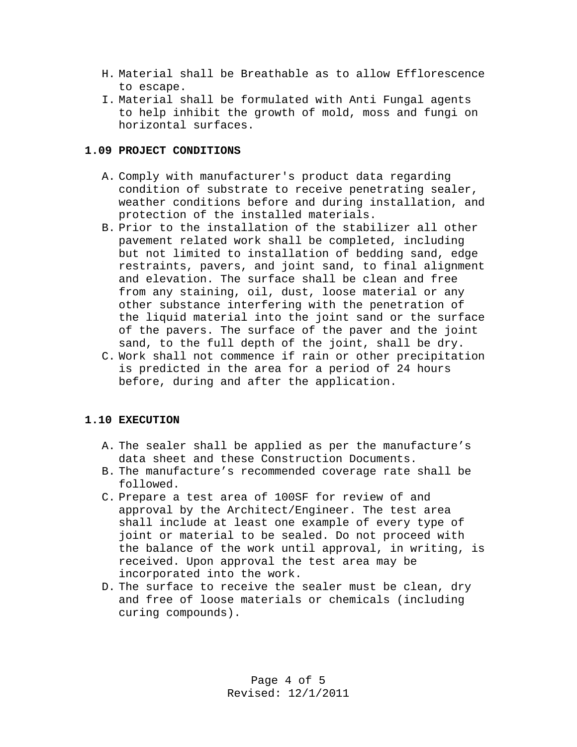H. Material shall be Breathable as to allow Efflorescence to escape.
I. Material shall be formulated with Anti Fungal agents to help inhibit the growth of mold, moss and fungi on horizontal surfaces.

## 1.09 PROJECT CONDITIONS

A. Comply with manufacturer's product data regarding condition of substrate to receive penetrating sealer, weather conditions before and during installation, and protection of the installed materials.
B. Prior to the installation of the stabilizer all other pavement related work shall be completed, including but not limited to installation of bedding sand, edge restraints, pavers, and joint sand, to final alignment and elevation. The surface shall be clean and free from any staining, oil, dust, loose material or any other substance interfering with the penetration of the liquid material into the joint sand or the surface of the pavers. The surface of the paver and the joint sand, to the full depth of the joint, shall be dry.
C. Work shall not commence if rain or other precipitation is predicted in the area for a period of 24 hours before, during and after the application.

## 1.10 EXECUTION

A. The sealer shall be applied as per the manufacture's data sheet and these Construction Documents.
B. The manufacture's recommended coverage rate shall be followed.
C. Prepare a test area of 100SF for review of and approval by the Architect/Engineer. The test area shall include at least one example of every type of joint or material to be sealed. Do not proceed with the balance of the work until approval, in writing, is received. Upon approval the test area may be incorporated into the work.
D. The surface to receive the sealer must be clean, dry and free of loose materials or chemicals (including curing compounds).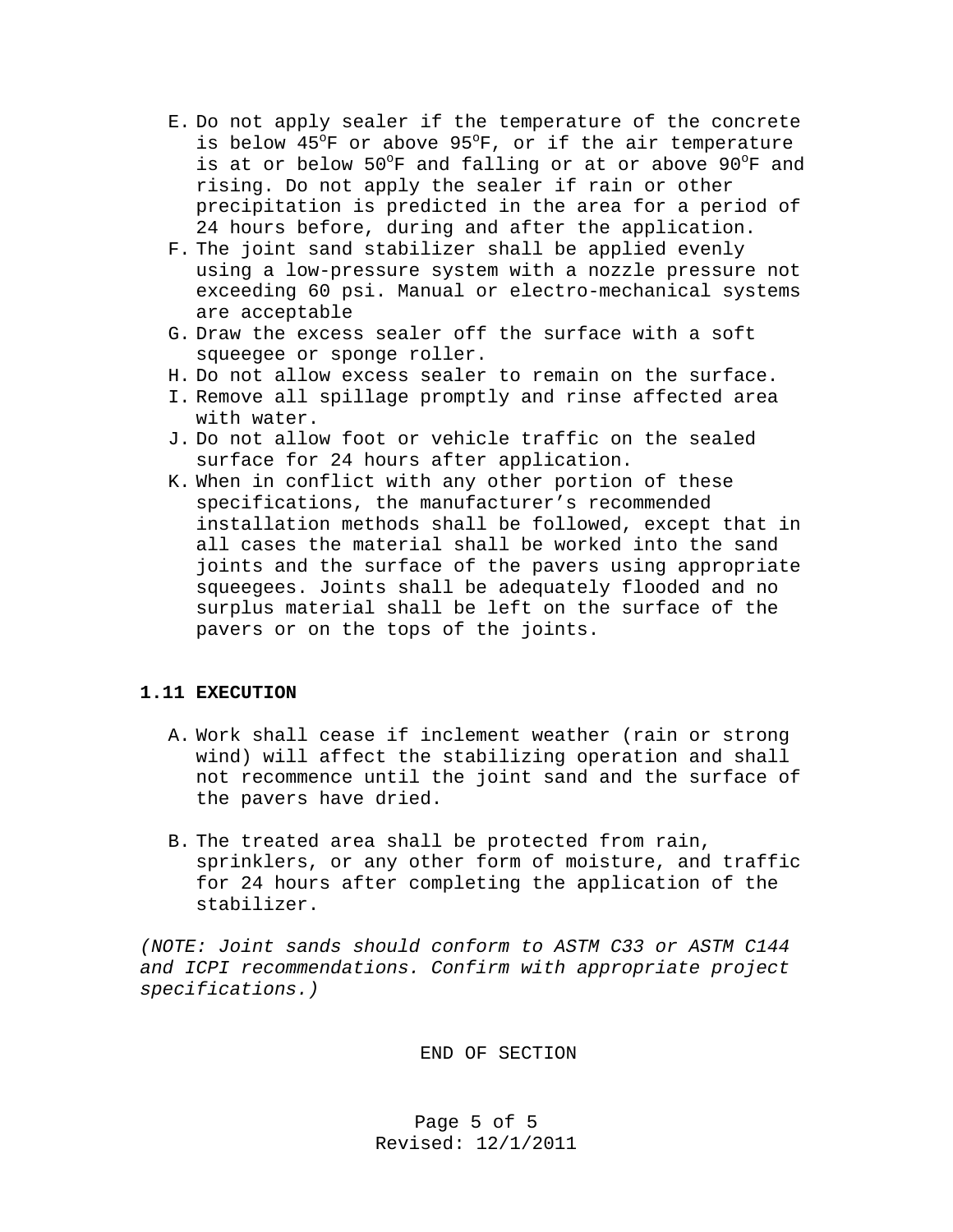E. Do not apply sealer if the temperature of the concrete is below 45°F or above 95°F, or if the air temperature is at or below 50°F and falling or at or above 90°F and rising. Do not apply the sealer if rain or other precipitation is predicted in the area for a period of 24 hours before, during and after the application.
F. The joint sand stabilizer shall be applied evenly using a low-pressure system with a nozzle pressure not exceeding 60 psi. Manual or electro-mechanical systems are acceptable
G. Draw the excess sealer off the surface with a soft squeegee or sponge roller.
H. Do not allow excess sealer to remain on the surface.
I. Remove all spillage promptly and rinse affected area with water.
J. Do not allow foot or vehicle traffic on the sealed surface for 24 hours after application.
K. When in conflict with any other portion of these specifications, the manufacturer's recommended installation methods shall be followed, except that in all cases the material shall be worked into the sand joints and the surface of the pavers using appropriate squeegees. Joints shall be adequately flooded and no surplus material shall be left on the surface of the pavers or on the tops of the joints.

## 1.11 EXECUTION

A. Work shall cease if inclement weather (rain or strong wind) will affect the stabilizing operation and shall not recommence until the joint sand and the surface of the pavers have dried.

B. The treated area shall be protected from rain, sprinklers, or any other form of moisture, and traffic for 24 hours after completing the application of the stabilizer.

*(NOTE: Joint sands should conform to ASTM C33 or ASTM C144 and ICPI recommendations. Confirm with appropriate project specifications.)*

END OF SECTION

Revised: 12/1/2011